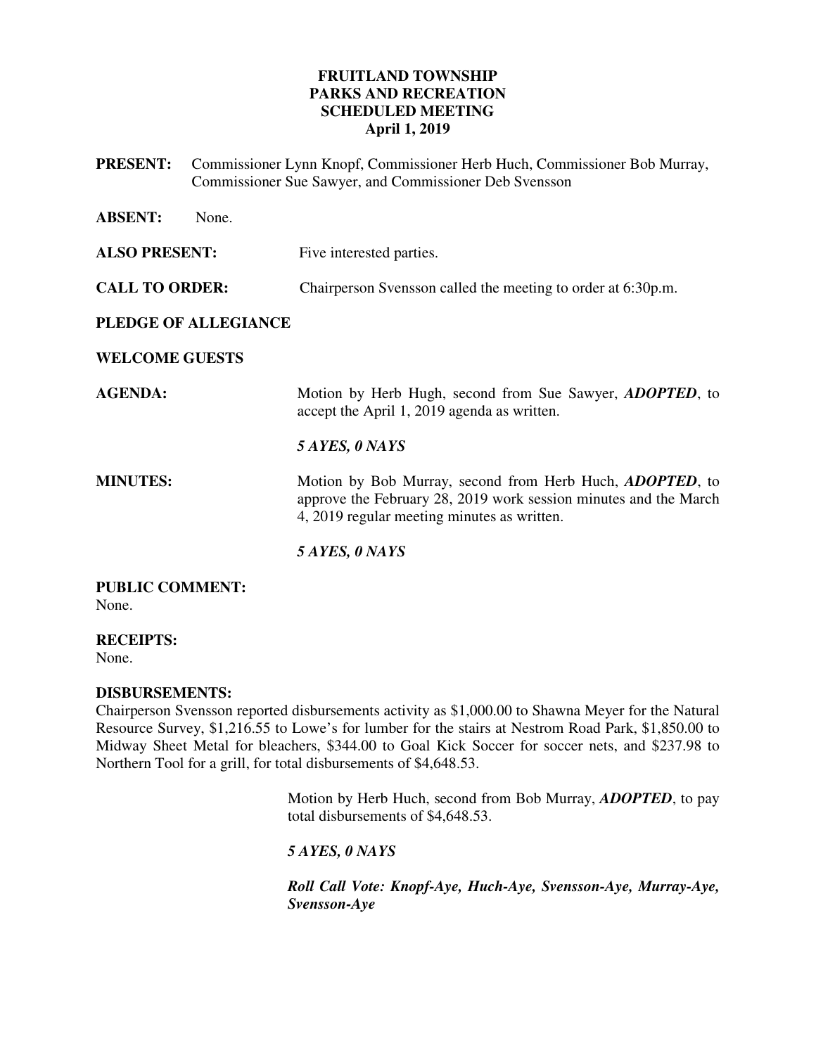# FRUITLAND TOWNSHIP
## PARKS AND RECREATION
## SCHEDULED MEETING
## April 1, 2019

**PRESENT:** Commissioner Lynn Knopf, Commissioner Herb Huch, Commissioner Bob Murray, Commissioner Sue Sawyer, and Commissioner Deb Svensson

**ABSENT:** None.

**ALSO PRESENT:** Five interested parties.

**CALL TO ORDER:** Chairperson Svensson called the meeting to order at 6:30p.m.

**PLEDGE OF ALLEGIANCE**

**WELCOME GUESTS**

**AGENDA:** Motion by Herb Hugh, second from Sue Sawyer, ***ADOPTED***, to accept the April 1, 2019 agenda as written.

***5 AYES, 0 NAYS***

**MINUTES:** Motion by Bob Murray, second from Herb Huch, ***ADOPTED***, to approve the February 28, 2019 work session minutes and the March 4, 2019 regular meeting minutes as written.

***5 AYES, 0 NAYS***

**PUBLIC COMMENT:**
None.

**RECEIPTS:**
None.

**DISBURSEMENTS:**
Chairperson Svensson reported disbursements activity as $1,000.00 to Shawna Meyer for the Natural Resource Survey, $1,216.55 to Lowe's for lumber for the stairs at Nestrom Road Park, $1,850.00 to Midway Sheet Metal for bleachers, $344.00 to Goal Kick Soccer for soccer nets, and $237.98 to Northern Tool for a grill, for total disbursements of $4,648.53.

Motion by Herb Huch, second from Bob Murray, ***ADOPTED***, to pay total disbursements of $4,648.53.

***5 AYES, 0 NAYS***

***Roll Call Vote: Knopf-Aye, Huch-Aye, Svensson-Aye, Murray-Aye, Svensson-Aye***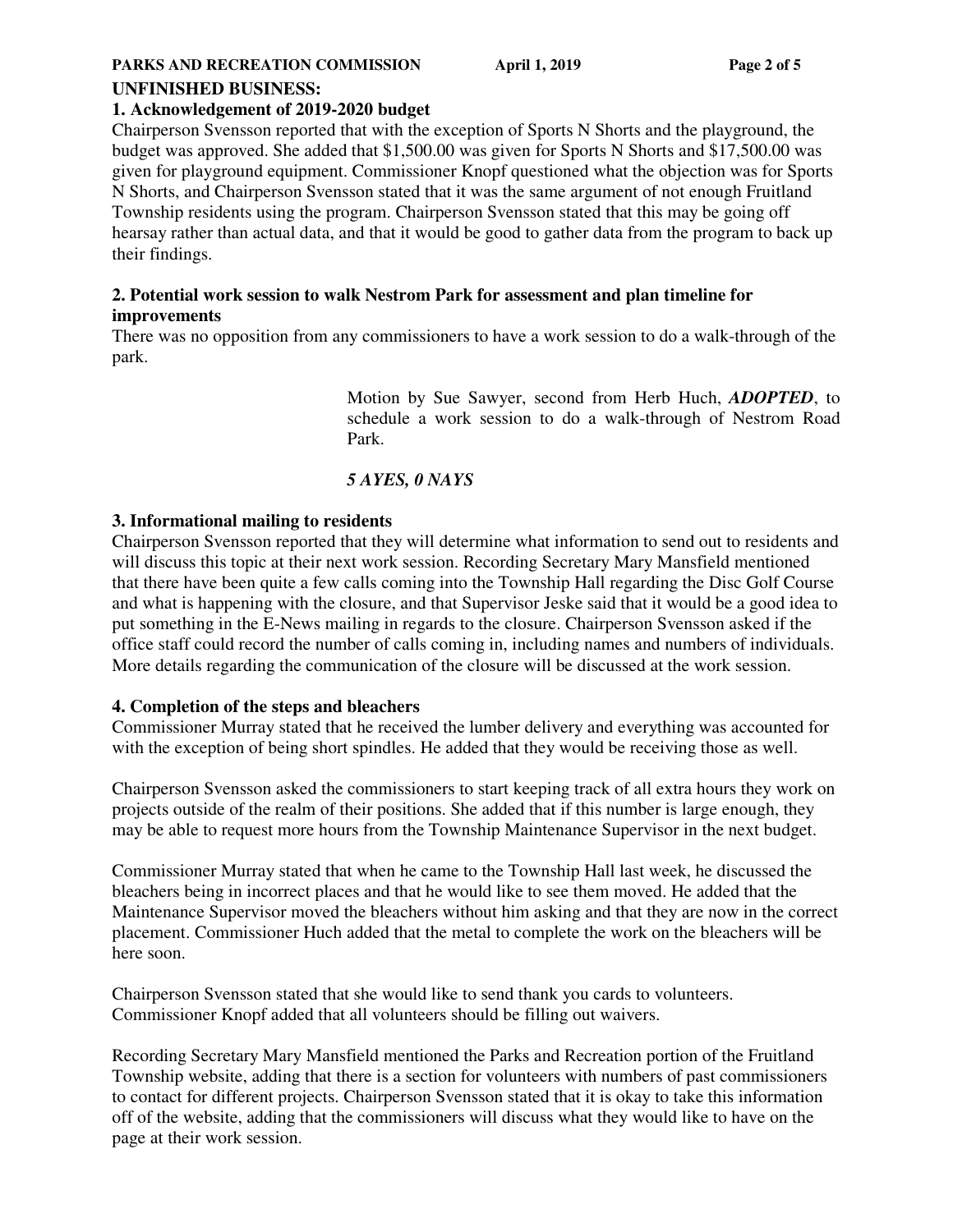## UNFINISHED BUSINESS:

### 1. Acknowledgement of 2019-2020 budget

Chairperson Svensson reported that with the exception of Sports N Shorts and the playground, the budget was approved. She added that $1,500.00 was given for Sports N Shorts and $17,500.00 was given for playground equipment. Commissioner Knopf questioned what the objection was for Sports N Shorts, and Chairperson Svensson stated that it was the same argument of not enough Fruitland Township residents using the program. Chairperson Svensson stated that this may be going off hearsay rather than actual data, and that it would be good to gather data from the program to back up their findings.

### 2. Potential work session to walk Nestrom Park for assessment and plan timeline for improvements

There was no opposition from any commissioners to have a work session to do a walk-through of the park.

> Motion by Sue Sawyer, second from Herb Huch, ***ADOPTED***, to schedule a work session to do a walk-through of Nestrom Road Park.
>
> ***5 AYES, 0 NAYS***

### 3. Informational mailing to residents

Chairperson Svensson reported that they will determine what information to send out to residents and will discuss this topic at their next work session. Recording Secretary Mary Mansfield mentioned that there have been quite a few calls coming into the Township Hall regarding the Disc Golf Course and what is happening with the closure, and that Supervisor Jeske said that it would be a good idea to put something in the E-News mailing in regards to the closure. Chairperson Svensson asked if the office staff could record the number of calls coming in, including names and numbers of individuals. More details regarding the communication of the closure will be discussed at the work session.

### 4. Completion of the steps and bleachers

Commissioner Murray stated that he received the lumber delivery and everything was accounted for with the exception of being short spindles. He added that they would be receiving those as well.

Chairperson Svensson asked the commissioners to start keeping track of all extra hours they work on projects outside of the realm of their positions. She added that if this number is large enough, they may be able to request more hours from the Township Maintenance Supervisor in the next budget.

Commissioner Murray stated that when he came to the Township Hall last week, he discussed the bleachers being in incorrect places and that he would like to see them moved. He added that the Maintenance Supervisor moved the bleachers without him asking and that they are now in the correct placement. Commissioner Huch added that the metal to complete the work on the bleachers will be here soon.

Chairperson Svensson stated that she would like to send thank you cards to volunteers. Commissioner Knopf added that all volunteers should be filling out waivers.

Recording Secretary Mary Mansfield mentioned the Parks and Recreation portion of the Fruitland Township website, adding that there is a section for volunteers with numbers of past commissioners to contact for different projects. Chairperson Svensson stated that it is okay to take this information off of the website, adding that the commissioners will discuss what they would like to have on the page at their work session.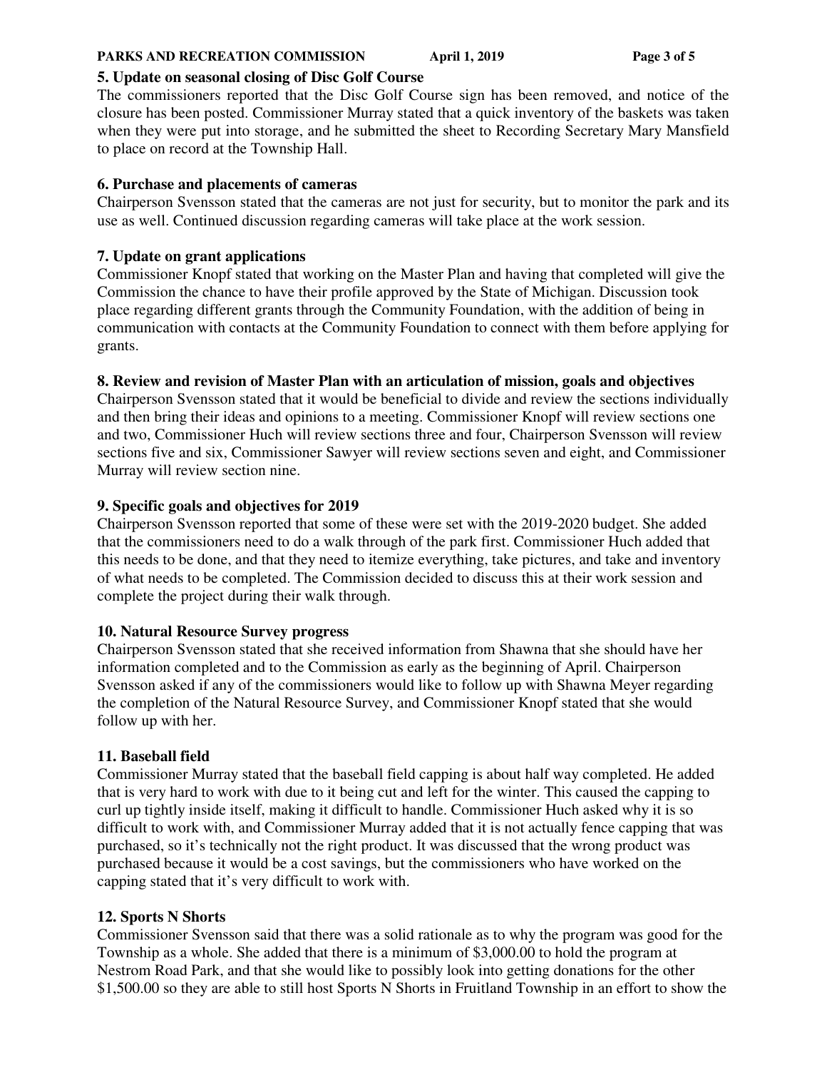**5. Update on seasonal closing of Disc Golf Course**

The commissioners reported that the Disc Golf Course sign has been removed, and notice of the closure has been posted. Commissioner Murray stated that a quick inventory of the baskets was taken when they were put into storage, and he submitted the sheet to Recording Secretary Mary Mansfield to place on record at the Township Hall.

**6. Purchase and placements of cameras**

Chairperson Svensson stated that the cameras are not just for security, but to monitor the park and its use as well. Continued discussion regarding cameras will take place at the work session.

**7. Update on grant applications**

Commissioner Knopf stated that working on the Master Plan and having that completed will give the Commission the chance to have their profile approved by the State of Michigan. Discussion took place regarding different grants through the Community Foundation, with the addition of being in communication with contacts at the Community Foundation to connect with them before applying for grants.

**8. Review and revision of Master Plan with an articulation of mission, goals and objectives**

Chairperson Svensson stated that it would be beneficial to divide and review the sections individually and then bring their ideas and opinions to a meeting. Commissioner Knopf will review sections one and two, Commissioner Huch will review sections three and four, Chairperson Svensson will review sections five and six, Commissioner Sawyer will review sections seven and eight, and Commissioner Murray will review section nine.

**9. Specific goals and objectives for 2019**

Chairperson Svensson reported that some of these were set with the 2019-2020 budget. She added that the commissioners need to do a walk through of the park first. Commissioner Huch added that this needs to be done, and that they need to itemize everything, take pictures, and take and inventory of what needs to be completed. The Commission decided to discuss this at their work session and complete the project during their walk through.

**10. Natural Resource Survey progress**

Chairperson Svensson stated that she received information from Shawna that she should have her information completed and to the Commission as early as the beginning of April. Chairperson Svensson asked if any of the commissioners would like to follow up with Shawna Meyer regarding the completion of the Natural Resource Survey, and Commissioner Knopf stated that she would follow up with her.

**11. Baseball field**

Commissioner Murray stated that the baseball field capping is about half way completed. He added that is very hard to work with due to it being cut and left for the winter. This caused the capping to curl up tightly inside itself, making it difficult to handle. Commissioner Huch asked why it is so difficult to work with, and Commissioner Murray added that it is not actually fence capping that was purchased, so it's technically not the right product. It was discussed that the wrong product was purchased because it would be a cost savings, but the commissioners who have worked on the capping stated that it's very difficult to work with.

**12. Sports N Shorts**

Commissioner Svensson said that there was a solid rationale as to why the program was good for the Township as a whole. She added that there is a minimum of $3,000.00 to hold the program at Nestrom Road Park, and that she would like to possibly look into getting donations for the other $1,500.00 so they are able to still host Sports N Shorts in Fruitland Township in an effort to show the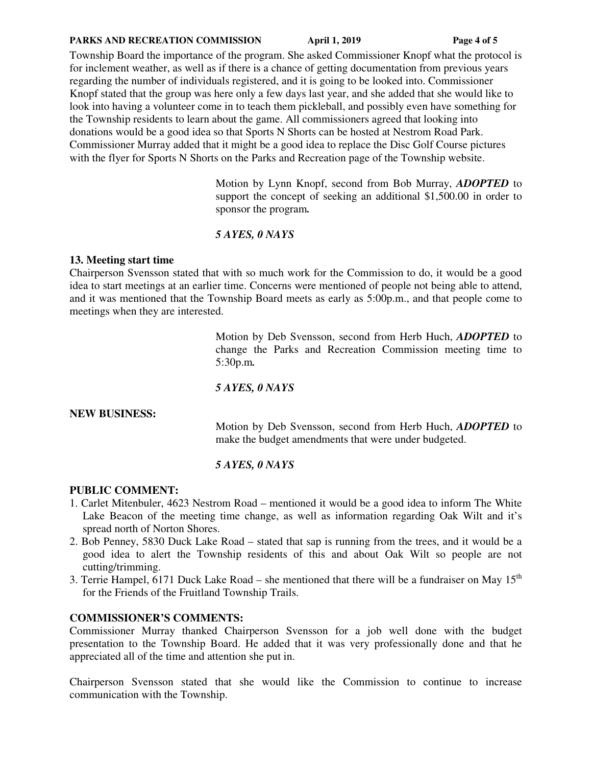Township Board the importance of the program. She asked Commissioner Knopf what the protocol is for inclement weather, as well as if there is a chance of getting documentation from previous years regarding the number of individuals registered, and it is going to be looked into. Commissioner Knopf stated that the group was here only a few days last year, and she added that she would like to look into having a volunteer come in to teach them pickleball, and possibly even have something for the Township residents to learn about the game. All commissioners agreed that looking into donations would be a good idea so that Sports N Shorts can be hosted at Nestrom Road Park. Commissioner Murray added that it might be a good idea to replace the Disc Golf Course pictures with the flyer for Sports N Shorts on the Parks and Recreation page of the Township website.

> Motion by Lynn Knopf, second from Bob Murray, ***ADOPTED*** to support the concept of seeking an additional $1,500.00 in order to sponsor the program**.**
>
> ***5 AYES, 0 NAYS***

**13. Meeting start time**

Chairperson Svensson stated that with so much work for the Commission to do, it would be a good idea to start meetings at an earlier time. Concerns were mentioned of people not being able to attend, and it was mentioned that the Township Board meets as early as 5:00p.m., and that people come to meetings when they are interested.

> Motion by Deb Svensson, second from Herb Huch, ***ADOPTED*** to change the Parks and Recreation Commission meeting time to 5:30p.m**.**
>
> ***5 AYES, 0 NAYS***

**NEW BUSINESS:**

> Motion by Deb Svensson, second from Herb Huch, ***ADOPTED*** to make the budget amendments that were under budgeted.
>
> ***5 AYES, 0 NAYS***

**PUBLIC COMMENT:**

1. Carlet Mitenbuler, 4623 Nestrom Road – mentioned it would be a good idea to inform The White Lake Beacon of the meeting time change, as well as information regarding Oak Wilt and it's spread north of Norton Shores.
2. Bob Penney, 5830 Duck Lake Road – stated that sap is running from the trees, and it would be a good idea to alert the Township residents of this and about Oak Wilt so people are not cutting/trimming.
3. Terrie Hampel, 6171 Duck Lake Road – she mentioned that there will be a fundraiser on May 15th for the Friends of the Fruitland Township Trails.

**COMMISSIONER'S COMMENTS:**

Commissioner Murray thanked Chairperson Svensson for a job well done with the budget presentation to the Township Board. He added that it was very professionally done and that he appreciated all of the time and attention she put in.

Chairperson Svensson stated that she would like the Commission to continue to increase communication with the Township.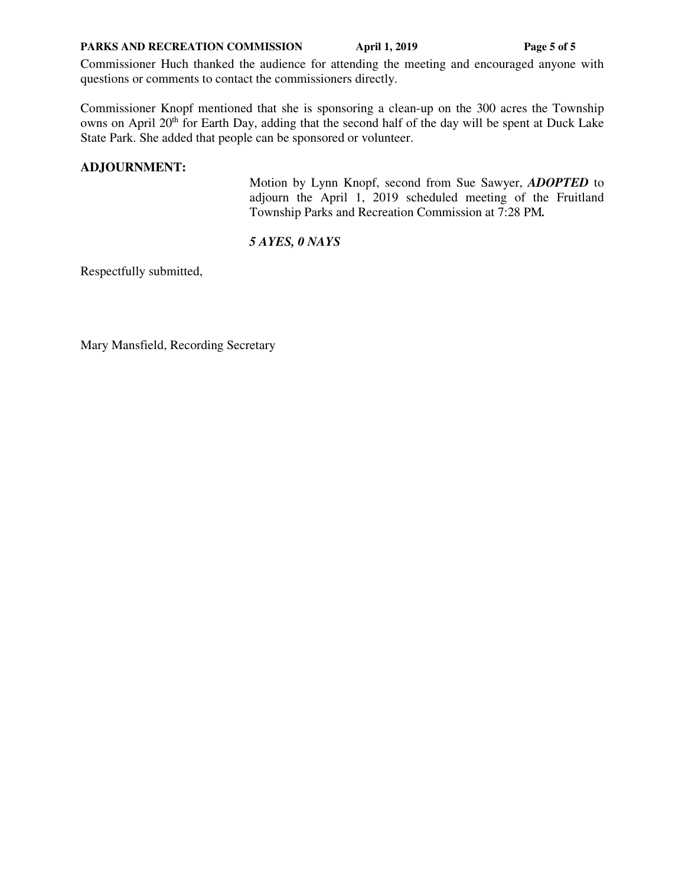Commissioner Huch thanked the audience for attending the meeting and encouraged anyone with questions or comments to contact the commissioners directly.

Commissioner Knopf mentioned that she is sponsoring a clean-up on the 300 acres the Township owns on April 20th for Earth Day, adding that the second half of the day will be spent at Duck Lake State Park. She added that people can be sponsored or volunteer.

**ADJOURNMENT:**

Motion by Lynn Knopf, second from Sue Sawyer, ***ADOPTED*** to adjourn the April 1, 2019 scheduled meeting of the Fruitland Township Parks and Recreation Commission at 7:28 PM.

***5 AYES, 0 NAYS***

Respectfully submitted,

Mary Mansfield, Recording Secretary